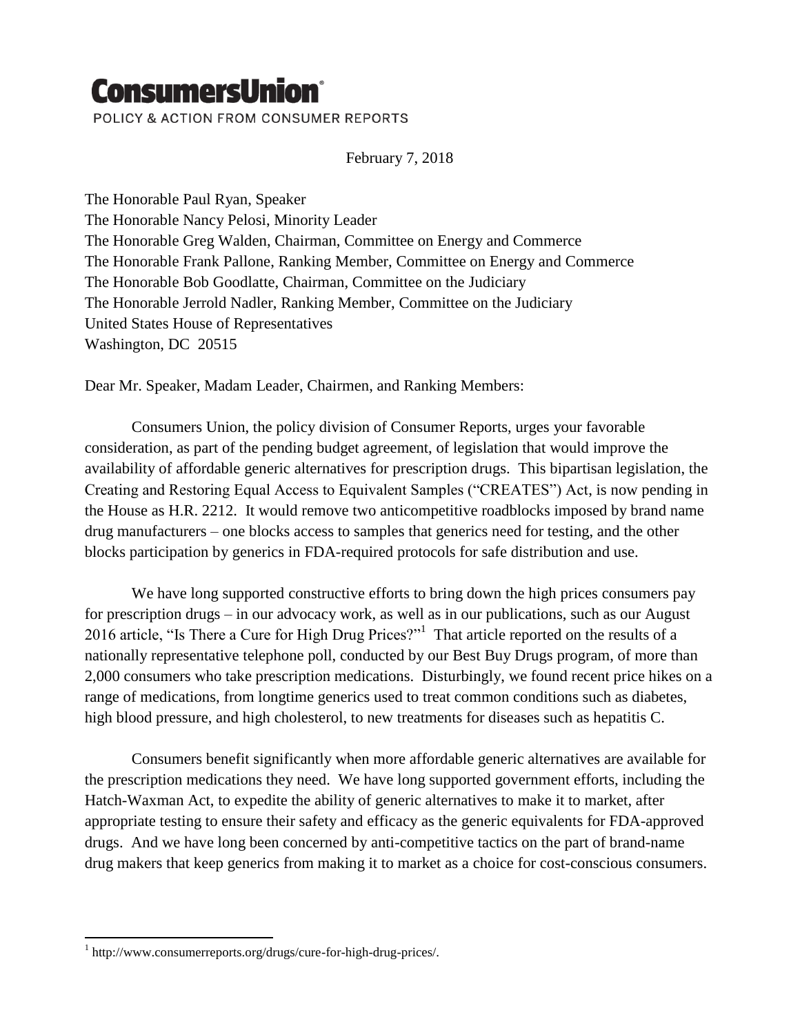# ConsumersUnion

POLICY & ACTION FROM CONSUMER REPORTS

February 7, 2018

The Honorable Paul Ryan, Speaker
The Honorable Nancy Pelosi, Minority Leader
The Honorable Greg Walden, Chairman, Committee on Energy and Commerce
The Honorable Frank Pallone, Ranking Member, Committee on Energy and Commerce
The Honorable Bob Goodlatte, Chairman, Committee on the Judiciary
The Honorable Jerrold Nadler, Ranking Member, Committee on the Judiciary
United States House of Representatives
Washington, DC 20515

Dear Mr. Speaker, Madam Leader, Chairmen, and Ranking Members:

Consumers Union, the policy division of Consumer Reports, urges your favorable consideration, as part of the pending budget agreement, of legislation that would improve the availability of affordable generic alternatives for prescription drugs. This bipartisan legislation, the Creating and Restoring Equal Access to Equivalent Samples ("CREATES") Act, is now pending in the House as H.R. 2212. It would remove two anticompetitive roadblocks imposed by brand name drug manufacturers – one blocks access to samples that generics need for testing, and the other blocks participation by generics in FDA-required protocols for safe distribution and use.

We have long supported constructive efforts to bring down the high prices consumers pay for prescription drugs – in our advocacy work, as well as in our publications, such as our August 2016 article, "Is There a Cure for High Drug Prices?"[1] That article reported on the results of a nationally representative telephone poll, conducted by our Best Buy Drugs program, of more than 2,000 consumers who take prescription medications. Disturbingly, we found recent price hikes on a range of medications, from longtime generics used to treat common conditions such as diabetes, high blood pressure, and high cholesterol, to new treatments for diseases such as hepatitis C.

Consumers benefit significantly when more affordable generic alternatives are available for the prescription medications they need. We have long supported government efforts, including the Hatch-Waxman Act, to expedite the ability of generic alternatives to make it to market, after appropriate testing to ensure their safety and efficacy as the generic equivalents for FDA-approved drugs. And we have long been concerned by anti-competitive tactics on the part of brand-name drug makers that keep generics from making it to market as a choice for cost-conscious consumers.

[1] http://www.consumerreports.org/drugs/cure-for-high-drug-prices/.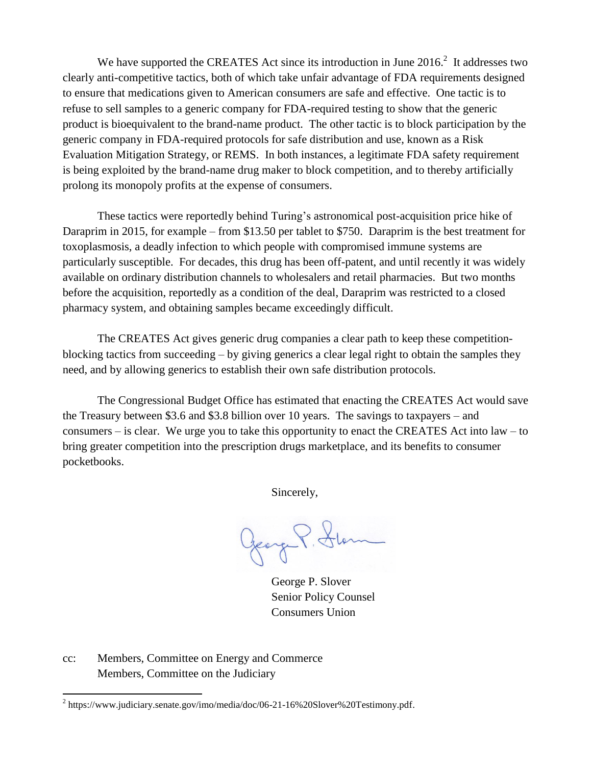We have supported the CREATES Act since its introduction in June 2016.[2] It addresses two clearly anti-competitive tactics, both of which take unfair advantage of FDA requirements designed to ensure that medications given to American consumers are safe and effective. One tactic is to refuse to sell samples to a generic company for FDA-required testing to show that the generic product is bioequivalent to the brand-name product. The other tactic is to block participation by the generic company in FDA-required protocols for safe distribution and use, known as a Risk Evaluation Mitigation Strategy, or REMS. In both instances, a legitimate FDA safety requirement is being exploited by the brand-name drug maker to block competition, and to thereby artificially prolong its monopoly profits at the expense of consumers.

These tactics were reportedly behind Turing's astronomical post-acquisition price hike of Daraprim in 2015, for example – from $13.50 per tablet to $750. Daraprim is the best treatment for toxoplasmosis, a deadly infection to which people with compromised immune systems are particularly susceptible. For decades, this drug has been off-patent, and until recently it was widely available on ordinary distribution channels to wholesalers and retail pharmacies. But two months before the acquisition, reportedly as a condition of the deal, Daraprim was restricted to a closed pharmacy system, and obtaining samples became exceedingly difficult.

The CREATES Act gives generic drug companies a clear path to keep these competition-blocking tactics from succeeding – by giving generics a clear legal right to obtain the samples they need, and by allowing generics to establish their own safe distribution protocols.

The Congressional Budget Office has estimated that enacting the CREATES Act would save the Treasury between $3.6 and $3.8 billion over 10 years. The savings to taxpayers – and consumers – is clear. We urge you to take this opportunity to enact the CREATES Act into law – to bring greater competition into the prescription drugs marketplace, and its benefits to consumer pocketbooks.

Sincerely,

George P. Slover
Senior Policy Counsel
Consumers Union

cc: Members, Committee on Energy and Commerce
Members, Committee on the Judiciary

[2] https://www.judiciary.senate.gov/imo/media/doc/06-21-16%20Slover%20Testimony.pdf.